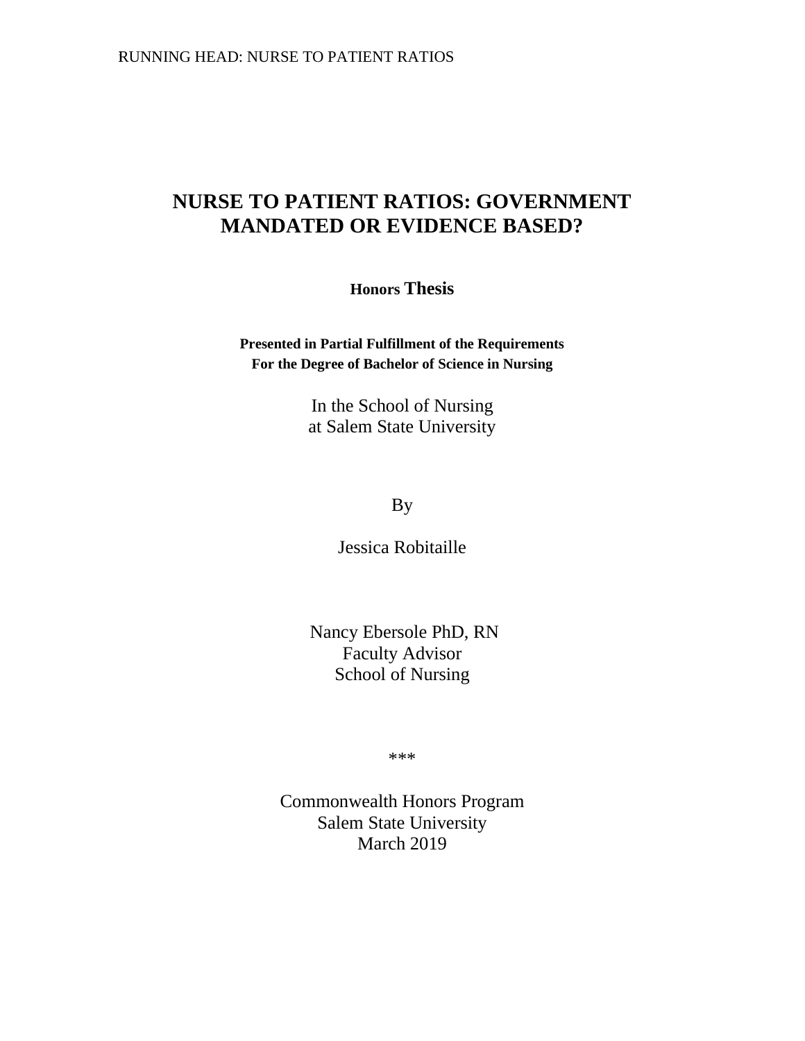# NURSE TO PATIENT RATIOS: GOVERNMENT MANDATED OR EVIDENCE BASED?

**Honors Thesis**

**Presented in Partial Fulfillment of the Requirements**
**For the Degree of Bachelor of Science in Nursing**

In the School of Nursing
at Salem State University

By

Jessica Robitaille

Nancy Ebersole PhD, RN
Faculty Advisor
School of Nursing

***

Commonwealth Honors Program
Salem State University
March 2019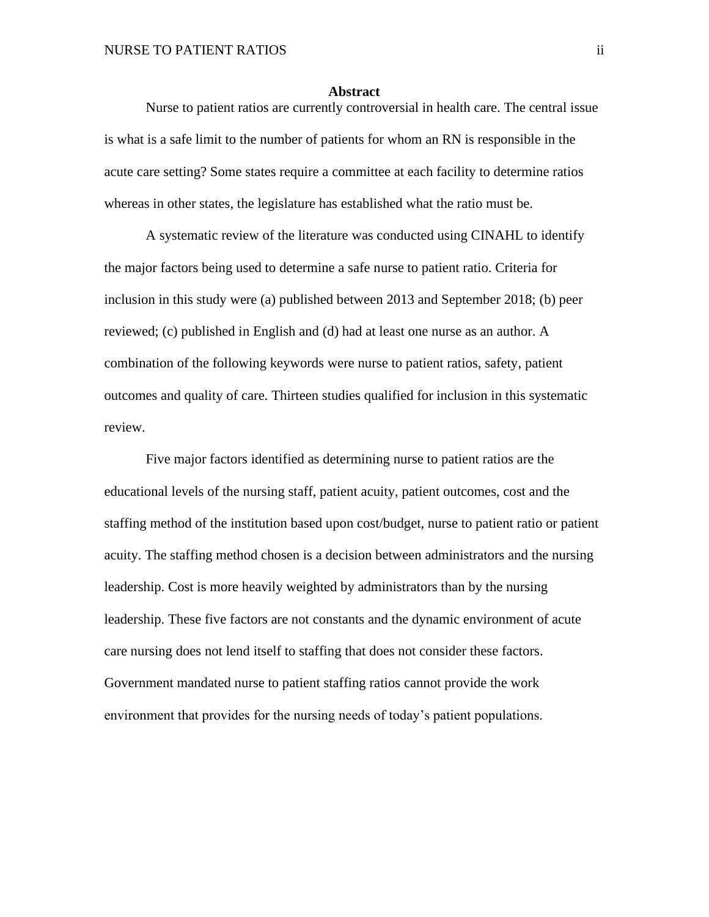## Abstract

Nurse to patient ratios are currently controversial in health care. The central issue is what is a safe limit to the number of patients for whom an RN is responsible in the acute care setting? Some states require a committee at each facility to determine ratios whereas in other states, the legislature has established what the ratio must be.

A systematic review of the literature was conducted using CINAHL to identify the major factors being used to determine a safe nurse to patient ratio. Criteria for inclusion in this study were (a) published between 2013 and September 2018; (b) peer reviewed; (c) published in English and (d) had at least one nurse as an author. A combination of the following keywords were nurse to patient ratios, safety, patient outcomes and quality of care. Thirteen studies qualified for inclusion in this systematic review.

Five major factors identified as determining nurse to patient ratios are the educational levels of the nursing staff, patient acuity, patient outcomes, cost and the staffing method of the institution based upon cost/budget, nurse to patient ratio or patient acuity. The staffing method chosen is a decision between administrators and the nursing leadership. Cost is more heavily weighted by administrators than by the nursing leadership. These five factors are not constants and the dynamic environment of acute care nursing does not lend itself to staffing that does not consider these factors. Government mandated nurse to patient staffing ratios cannot provide the work environment that provides for the nursing needs of today's patient populations.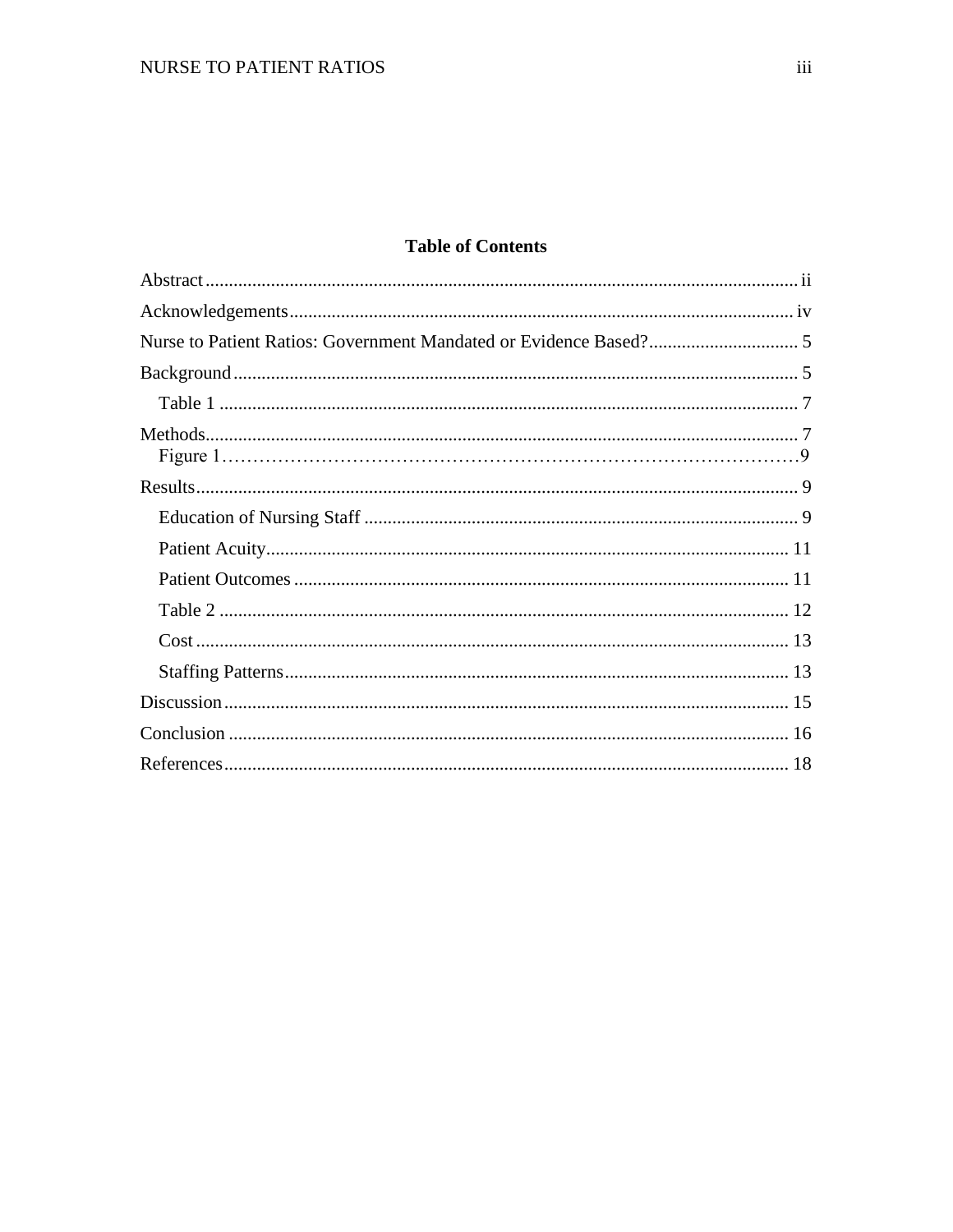## Table of Contents

Abstract ............................................................................................................................. ii

Acknowledgements .......................................................................................................... iv

Nurse to Patient Ratios: Government Mandated or Evidence Based? ................................ 5

Background ........................................................................................................................ 5

  Table 1 .......................................................................................................................... 7

Methods .............................................................................................................................. 7

  Figure 1 .......................................................................................................................... 9

Results ................................................................................................................................. 9

  Education of Nursing Staff ............................................................................................ 9

  Patient Acuity ............................................................................................................... 11

  Patient Outcomes ......................................................................................................... 11

  Table 2 ......................................................................................................................... 12

  Cost .............................................................................................................................. 13

  Staffing Patterns ........................................................................................................... 13

Discussion ........................................................................................................................ 15

Conclusion ....................................................................................................................... 16

References ........................................................................................................................ 18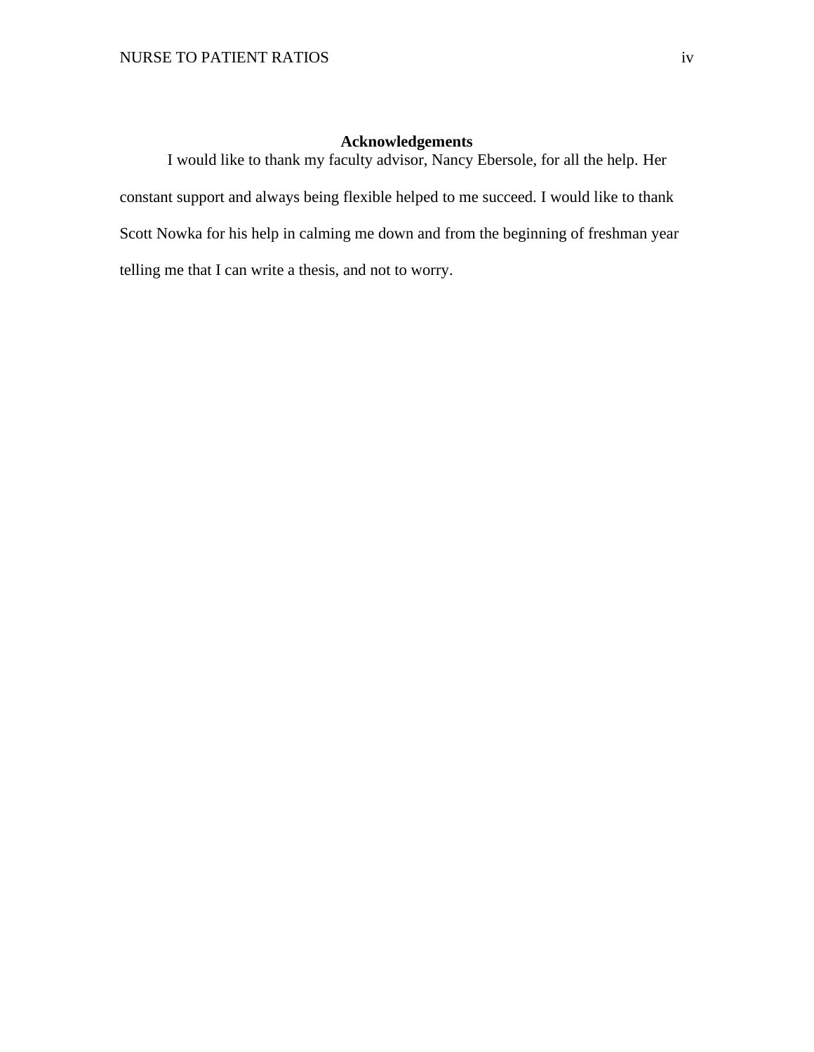## Acknowledgements

I would like to thank my faculty advisor, Nancy Ebersole, for all the help. Her constant support and always being flexible helped to me succeed. I would like to thank Scott Nowka for his help in calming me down and from the beginning of freshman year telling me that I can write a thesis, and not to worry.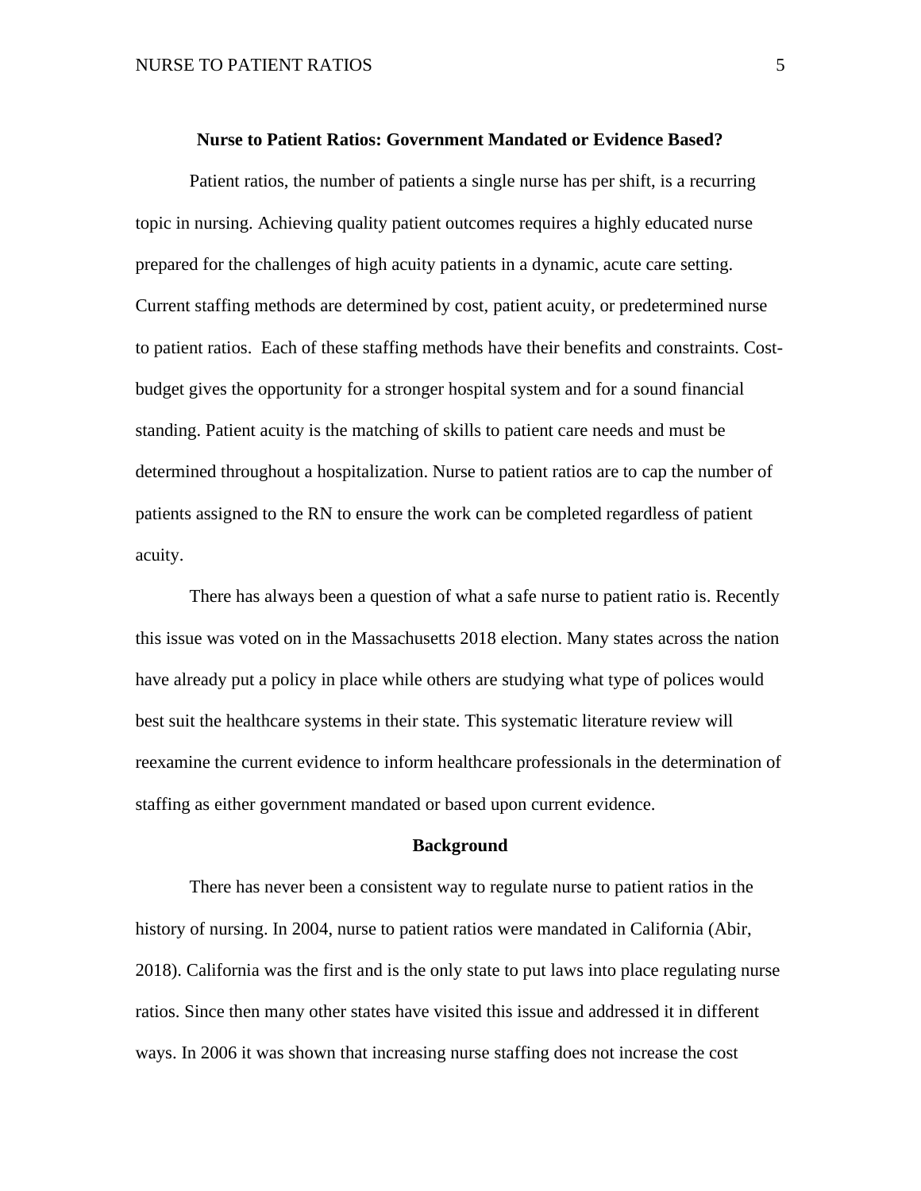**Nurse to Patient Ratios: Government Mandated or Evidence Based?**

Patient ratios, the number of patients a single nurse has per shift, is a recurring topic in nursing. Achieving quality patient outcomes requires a highly educated nurse prepared for the challenges of high acuity patients in a dynamic, acute care setting. Current staffing methods are determined by cost, patient acuity, or predetermined nurse to patient ratios.  Each of these staffing methods have their benefits and constraints. Cost-budget gives the opportunity for a stronger hospital system and for a sound financial standing. Patient acuity is the matching of skills to patient care needs and must be determined throughout a hospitalization. Nurse to patient ratios are to cap the number of patients assigned to the RN to ensure the work can be completed regardless of patient acuity.

There has always been a question of what a safe nurse to patient ratio is. Recently this issue was voted on in the Massachusetts 2018 election. Many states across the nation have already put a policy in place while others are studying what type of polices would best suit the healthcare systems in their state. This systematic literature review will reexamine the current evidence to inform healthcare professionals in the determination of staffing as either government mandated or based upon current evidence.

**Background**

There has never been a consistent way to regulate nurse to patient ratios in the history of nursing. In 2004, nurse to patient ratios were mandated in California (Abir, 2018). California was the first and is the only state to put laws into place regulating nurse ratios. Since then many other states have visited this issue and addressed it in different ways. In 2006 it was shown that increasing nurse staffing does not increase the cost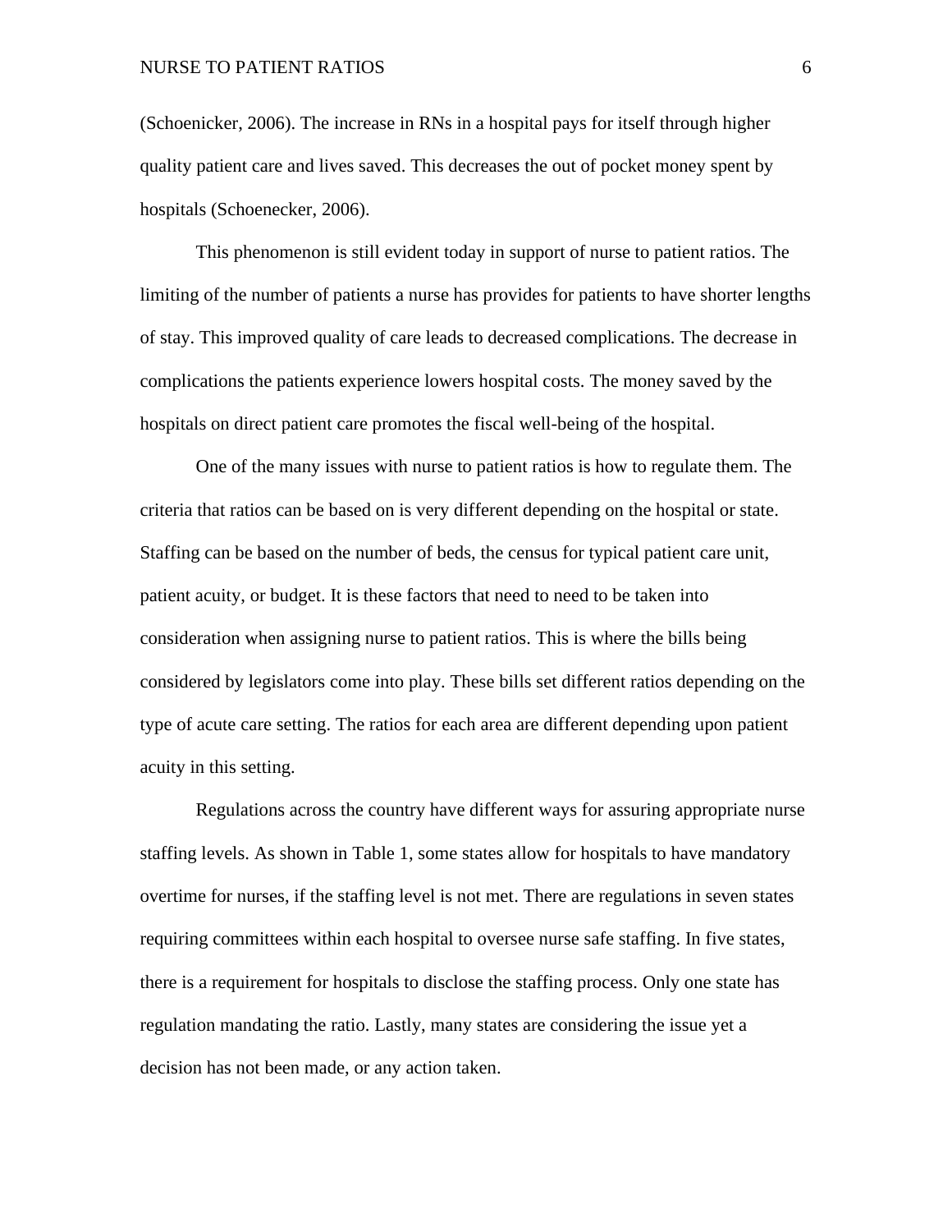(Schoenicker, 2006). The increase in RNs in a hospital pays for itself through higher quality patient care and lives saved. This decreases the out of pocket money spent by hospitals (Schoenecker, 2006).

This phenomenon is still evident today in support of nurse to patient ratios. The limiting of the number of patients a nurse has provides for patients to have shorter lengths of stay. This improved quality of care leads to decreased complications. The decrease in complications the patients experience lowers hospital costs. The money saved by the hospitals on direct patient care promotes the fiscal well-being of the hospital.

One of the many issues with nurse to patient ratios is how to regulate them. The criteria that ratios can be based on is very different depending on the hospital or state. Staffing can be based on the number of beds, the census for typical patient care unit, patient acuity, or budget. It is these factors that need to need to be taken into consideration when assigning nurse to patient ratios. This is where the bills being considered by legislators come into play. These bills set different ratios depending on the type of acute care setting. The ratios for each area are different depending upon patient acuity in this setting.

Regulations across the country have different ways for assuring appropriate nurse staffing levels. As shown in Table 1, some states allow for hospitals to have mandatory overtime for nurses, if the staffing level is not met. There are regulations in seven states requiring committees within each hospital to oversee nurse safe staffing. In five states, there is a requirement for hospitals to disclose the staffing process. Only one state has regulation mandating the ratio. Lastly, many states are considering the issue yet a decision has not been made, or any action taken.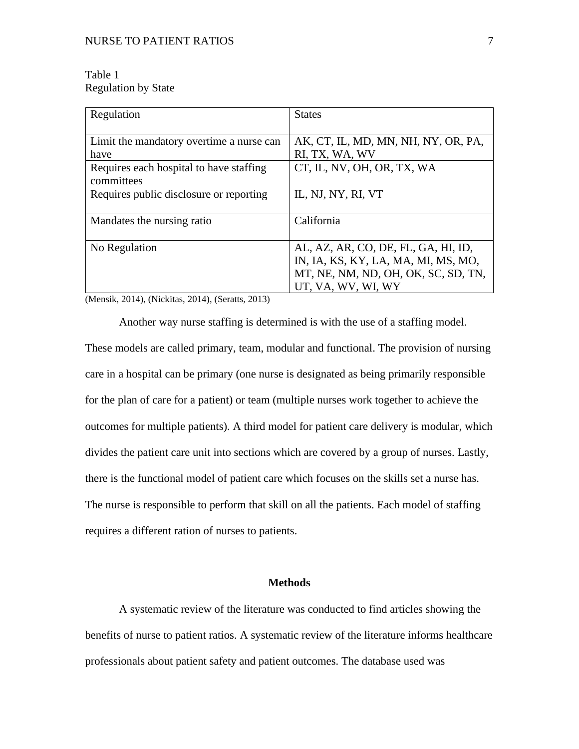Table 1
Regulation by State

| Regulation | States |
|---|---|
| Limit the mandatory overtime a nurse can have | AK, CT, IL, MD, MN, NH, NY, OR, PA, RI, TX, WA, WV |
| Requires each hospital to have staffing committees | CT, IL, NV, OH, OR, TX, WA |
| Requires public disclosure or reporting | IL, NJ, NY, RI, VT |
| Mandates the nursing ratio | California |
| No Regulation | AL, AZ, AR, CO, DE, FL, GA, HI, ID, IN, IA, KS, KY, LA, MA, MI, MS, MO, MT, NE, NM, ND, OH, OK, SC, SD, TN, UT, VA, WV, WI, WY |

(Mensik, 2014), (Nickitas, 2014), (Seratts, 2013)

Another way nurse staffing is determined is with the use of a staffing model. These models are called primary, team, modular and functional. The provision of nursing care in a hospital can be primary (one nurse is designated as being primarily responsible for the plan of care for a patient) or team (multiple nurses work together to achieve the outcomes for multiple patients). A third model for patient care delivery is modular, which divides the patient care unit into sections which are covered by a group of nurses. Lastly, there is the functional model of patient care which focuses on the skills set a nurse has. The nurse is responsible to perform that skill on all the patients. Each model of staffing requires a different ration of nurses to patients.

## Methods

A systematic review of the literature was conducted to find articles showing the benefits of nurse to patient ratios. A systematic review of the literature informs healthcare professionals about patient safety and patient outcomes. The database used was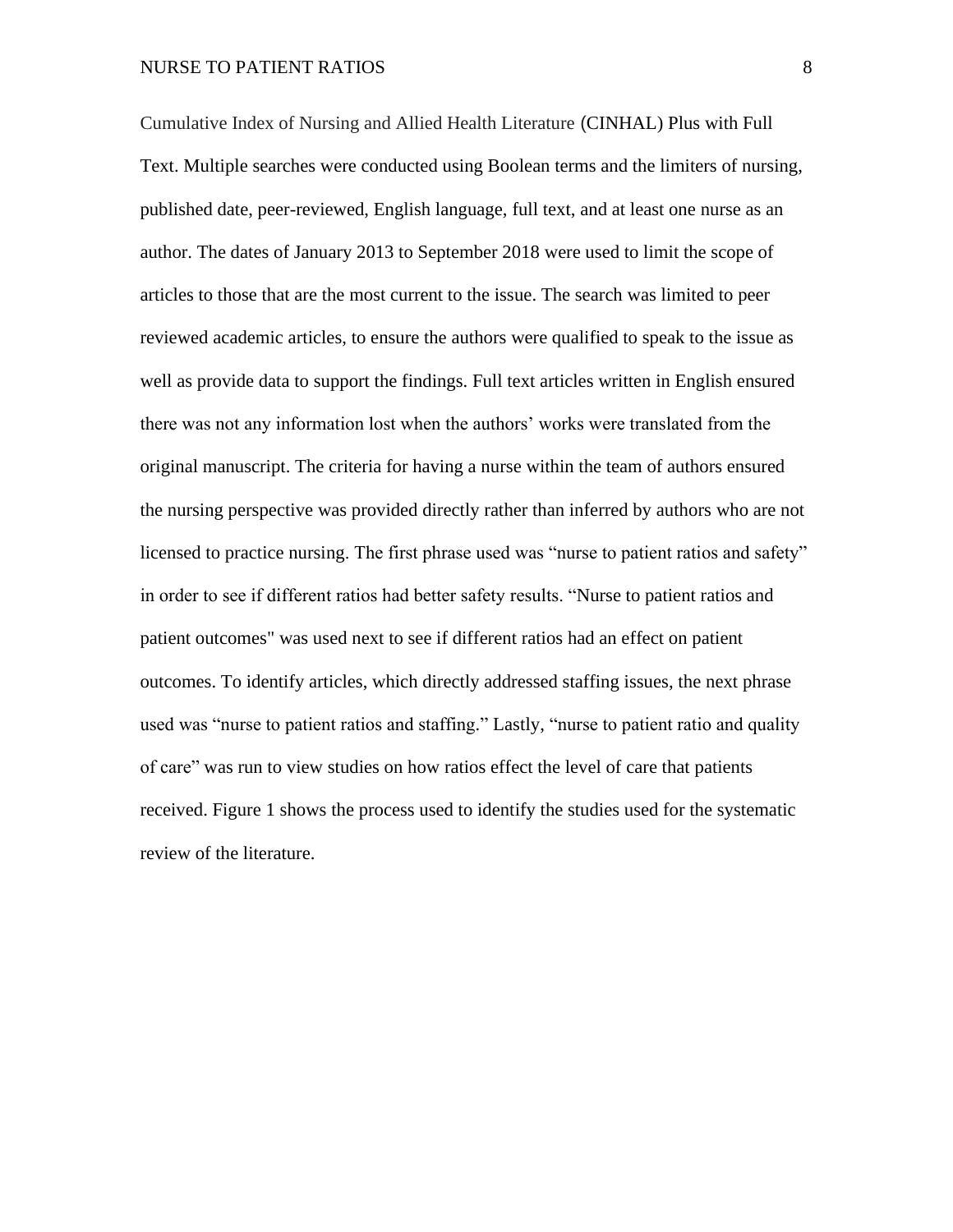Cumulative Index of Nursing and Allied Health Literature (CINHAL) Plus with Full Text. Multiple searches were conducted using Boolean terms and the limiters of nursing, published date, peer-reviewed, English language, full text, and at least one nurse as an author. The dates of January 2013 to September 2018 were used to limit the scope of articles to those that are the most current to the issue. The search was limited to peer reviewed academic articles, to ensure the authors were qualified to speak to the issue as well as provide data to support the findings. Full text articles written in English ensured there was not any information lost when the authors' works were translated from the original manuscript. The criteria for having a nurse within the team of authors ensured the nursing perspective was provided directly rather than inferred by authors who are not licensed to practice nursing. The first phrase used was "nurse to patient ratios and safety" in order to see if different ratios had better safety results. "Nurse to patient ratios and patient outcomes" was used next to see if different ratios had an effect on patient outcomes. To identify articles, which directly addressed staffing issues, the next phrase used was "nurse to patient ratios and staffing." Lastly, "nurse to patient ratio and quality of care" was run to view studies on how ratios effect the level of care that patients received. Figure 1 shows the process used to identify the studies used for the systematic review of the literature.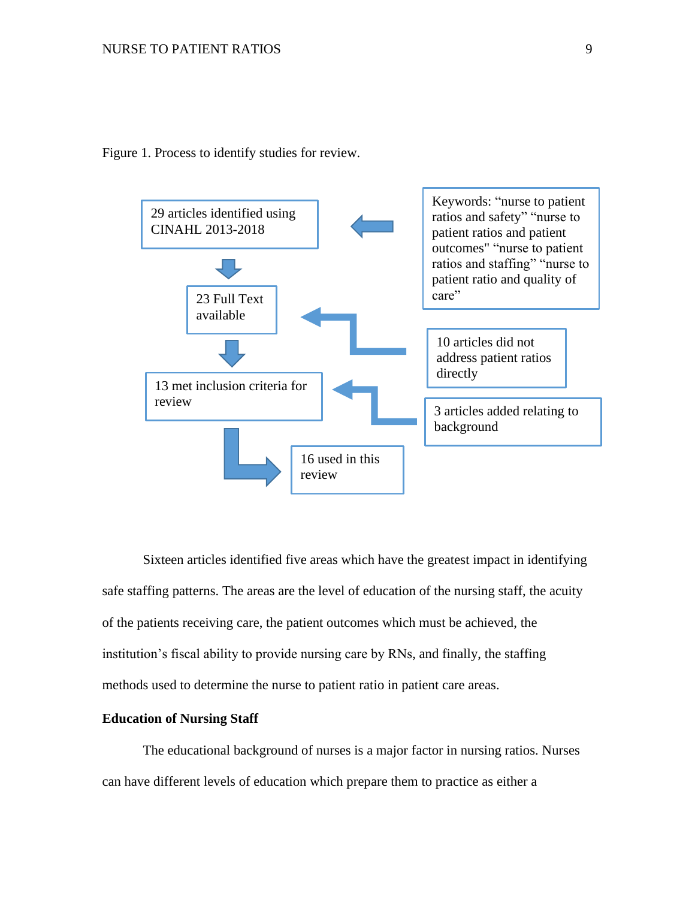Figure 1. Process to identify studies for review.

29 articles identified using CINAHL 2013-2018

Keywords: “nurse to patient ratios and safety” “nurse to patient ratios and patient outcomes" “nurse to patient ratios and staffing” “nurse to patient ratio and quality of care”

23 Full Text available

10 articles did not address patient ratios directly

13 met inclusion criteria for review

3 articles added relating to background

16 used in this review

Sixteen articles identified five areas which have the greatest impact in identifying safe staffing patterns. The areas are the level of education of the nursing staff, the acuity of the patients receiving care, the patient outcomes which must be achieved, the institution’s fiscal ability to provide nursing care by RNs, and finally, the staffing methods used to determine the nurse to patient ratio in patient care areas.

**Education of Nursing Staff**

The educational background of nurses is a major factor in nursing ratios. Nurses can have different levels of education which prepare them to practice as either a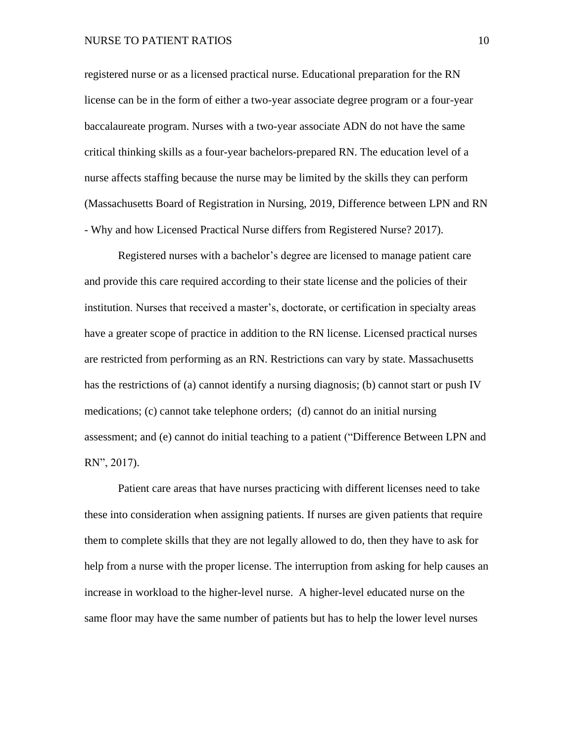registered nurse or as a licensed practical nurse. Educational preparation for the RN license can be in the form of either a two-year associate degree program or a four-year baccalaureate program. Nurses with a two-year associate ADN do not have the same critical thinking skills as a four-year bachelors-prepared RN. The education level of a nurse affects staffing because the nurse may be limited by the skills they can perform (Massachusetts Board of Registration in Nursing, 2019, Difference between LPN and RN - Why and how Licensed Practical Nurse differs from Registered Nurse? 2017).

Registered nurses with a bachelor's degree are licensed to manage patient care and provide this care required according to their state license and the policies of their institution. Nurses that received a master's, doctorate, or certification in specialty areas have a greater scope of practice in addition to the RN license. Licensed practical nurses are restricted from performing as an RN. Restrictions can vary by state. Massachusetts has the restrictions of (a) cannot identify a nursing diagnosis; (b) cannot start or push IV medications; (c) cannot take telephone orders; (d) cannot do an initial nursing assessment; and (e) cannot do initial teaching to a patient ("Difference Between LPN and RN", 2017).

Patient care areas that have nurses practicing with different licenses need to take these into consideration when assigning patients. If nurses are given patients that require them to complete skills that they are not legally allowed to do, then they have to ask for help from a nurse with the proper license. The interruption from asking for help causes an increase in workload to the higher-level nurse. A higher-level educated nurse on the same floor may have the same number of patients but has to help the lower level nurses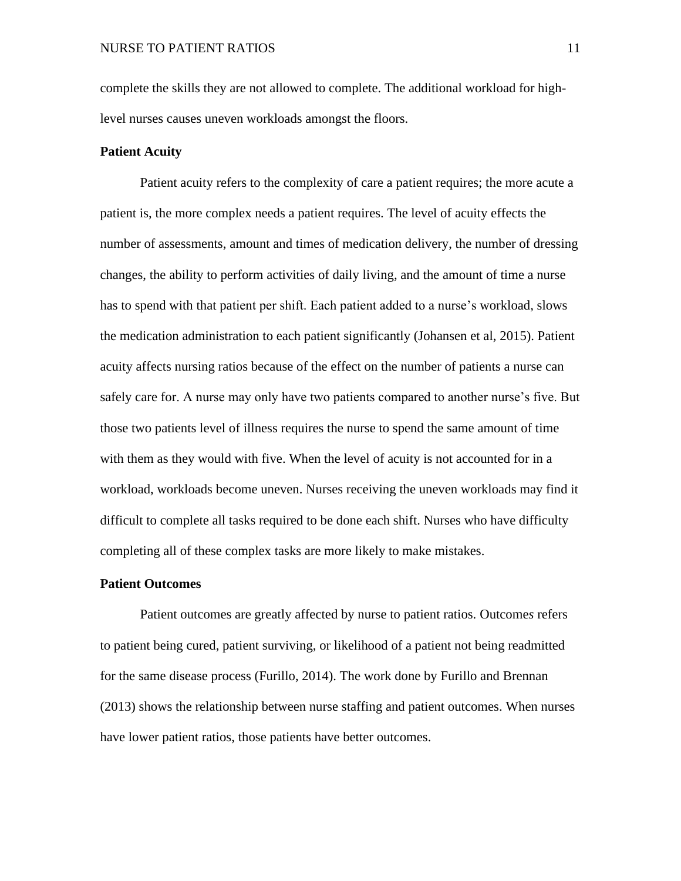complete the skills they are not allowed to complete. The additional workload for high-level nurses causes uneven workloads amongst the floors.

**Patient Acuity**

Patient acuity refers to the complexity of care a patient requires; the more acute a patient is, the more complex needs a patient requires. The level of acuity effects the number of assessments, amount and times of medication delivery, the number of dressing changes, the ability to perform activities of daily living, and the amount of time a nurse has to spend with that patient per shift. Each patient added to a nurse's workload, slows the medication administration to each patient significantly (Johansen et al, 2015). Patient acuity affects nursing ratios because of the effect on the number of patients a nurse can safely care for. A nurse may only have two patients compared to another nurse's five. But those two patients level of illness requires the nurse to spend the same amount of time with them as they would with five. When the level of acuity is not accounted for in a workload, workloads become uneven. Nurses receiving the uneven workloads may find it difficult to complete all tasks required to be done each shift. Nurses who have difficulty completing all of these complex tasks are more likely to make mistakes.

**Patient Outcomes**

Patient outcomes are greatly affected by nurse to patient ratios. Outcomes refers to patient being cured, patient surviving, or likelihood of a patient not being readmitted for the same disease process (Furillo, 2014). The work done by Furillo and Brennan (2013) shows the relationship between nurse staffing and patient outcomes. When nurses have lower patient ratios, those patients have better outcomes.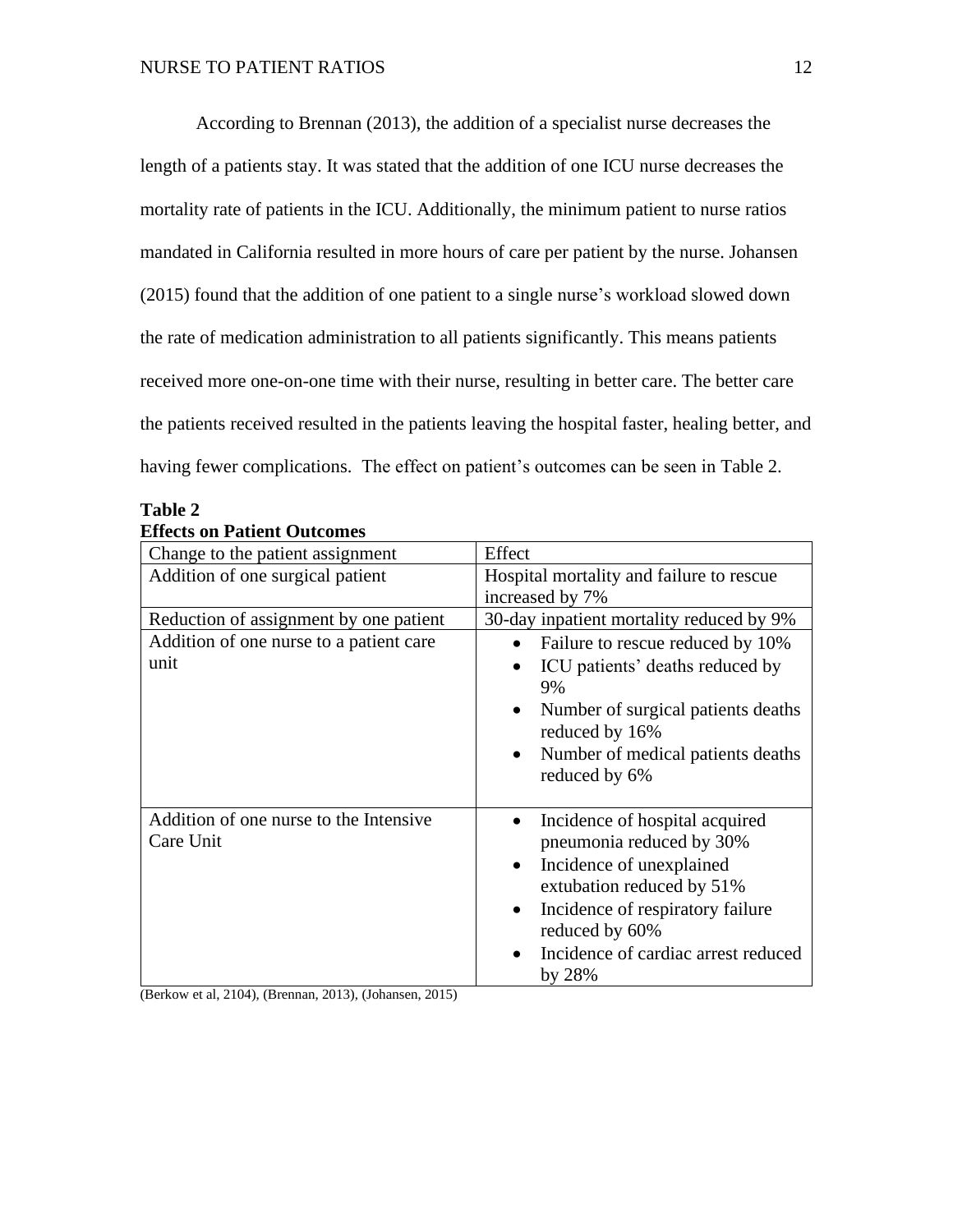According to Brennan (2013), the addition of a specialist nurse decreases the length of a patients stay. It was stated that the addition of one ICU nurse decreases the mortality rate of patients in the ICU. Additionally, the minimum patient to nurse ratios mandated in California resulted in more hours of care per patient by the nurse. Johansen (2015) found that the addition of one patient to a single nurse's workload slowed down the rate of medication administration to all patients significantly. This means patients received more one-on-one time with their nurse, resulting in better care. The better care the patients received resulted in the patients leaving the hospital faster, healing better, and having fewer complications. The effect on patient's outcomes can be seen in Table 2.

**Table 2**
**Effects on Patient Outcomes**

| Change to the patient assignment | Effect |
|---|---|
| Addition of one surgical patient | Hospital mortality and failure to rescue increased by 7% |
| Reduction of assignment by one patient | 30-day inpatient mortality reduced by 9% |
| Addition of one nurse to a patient care unit | • Failure to rescue reduced by 10%<br>• ICU patients' deaths reduced by 9%<br>• Number of surgical patients deaths reduced by 16%<br>• Number of medical patients deaths reduced by 6% |
| Addition of one nurse to the Intensive Care Unit | • Incidence of hospital acquired pneumonia reduced by 30%<br>• Incidence of unexplained extubation reduced by 51%<br>• Incidence of respiratory failure reduced by 60%<br>• Incidence of cardiac arrest reduced by 28% |

(Berkow et al, 2104), (Brennan, 2013), (Johansen, 2015)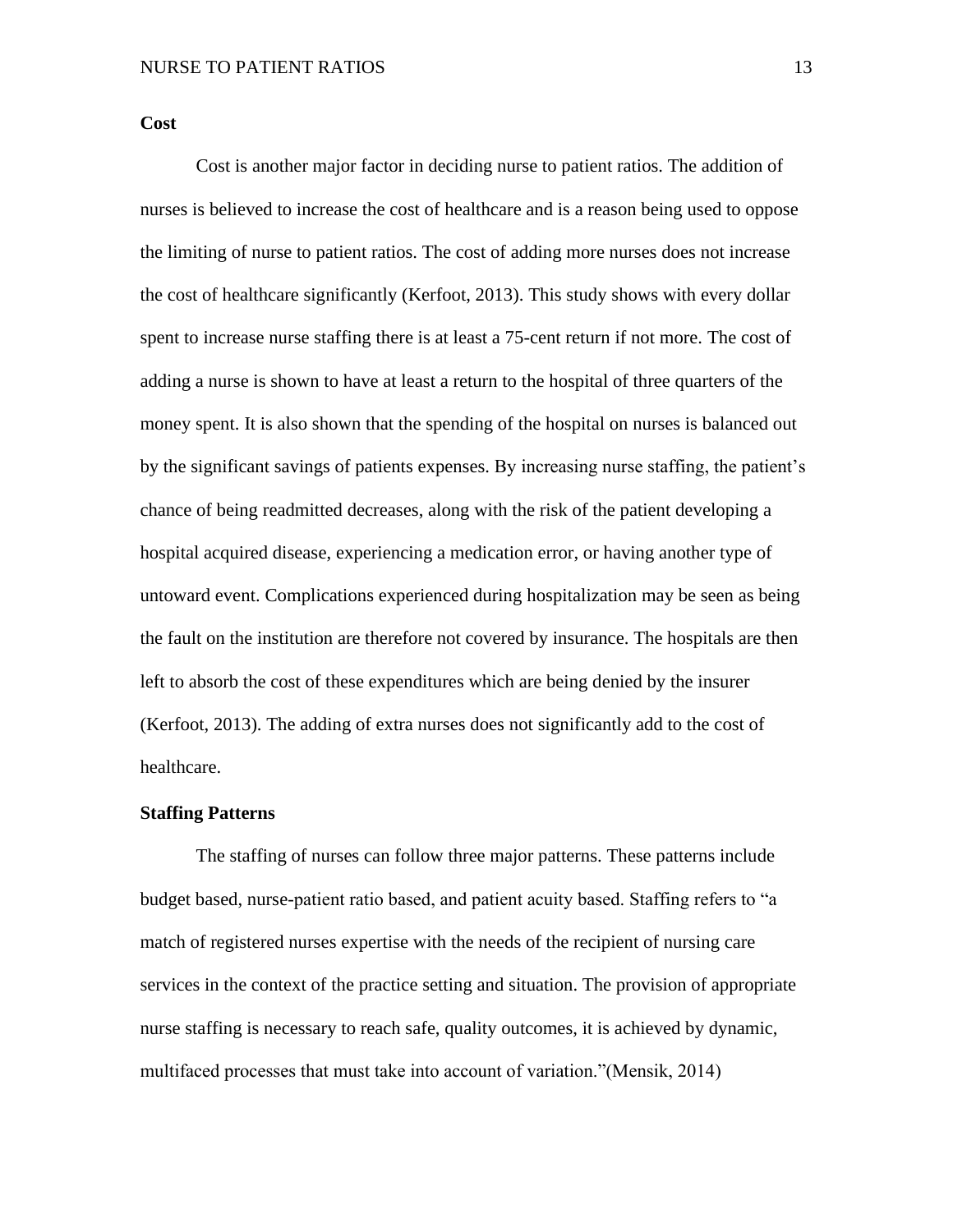**Cost**

Cost is another major factor in deciding nurse to patient ratios. The addition of nurses is believed to increase the cost of healthcare and is a reason being used to oppose the limiting of nurse to patient ratios. The cost of adding more nurses does not increase the cost of healthcare significantly (Kerfoot, 2013). This study shows with every dollar spent to increase nurse staffing there is at least a 75-cent return if not more. The cost of adding a nurse is shown to have at least a return to the hospital of three quarters of the money spent. It is also shown that the spending of the hospital on nurses is balanced out by the significant savings of patients expenses. By increasing nurse staffing, the patient's chance of being readmitted decreases, along with the risk of the patient developing a hospital acquired disease, experiencing a medication error, or having another type of untoward event. Complications experienced during hospitalization may be seen as being the fault on the institution are therefore not covered by insurance. The hospitals are then left to absorb the cost of these expenditures which are being denied by the insurer (Kerfoot, 2013). The adding of extra nurses does not significantly add to the cost of healthcare.

**Staffing Patterns**

The staffing of nurses can follow three major patterns. These patterns include budget based, nurse-patient ratio based, and patient acuity based. Staffing refers to "a match of registered nurses expertise with the needs of the recipient of nursing care services in the context of the practice setting and situation. The provision of appropriate nurse staffing is necessary to reach safe, quality outcomes, it is achieved by dynamic, multifaced processes that must take into account of variation."(Mensik, 2014)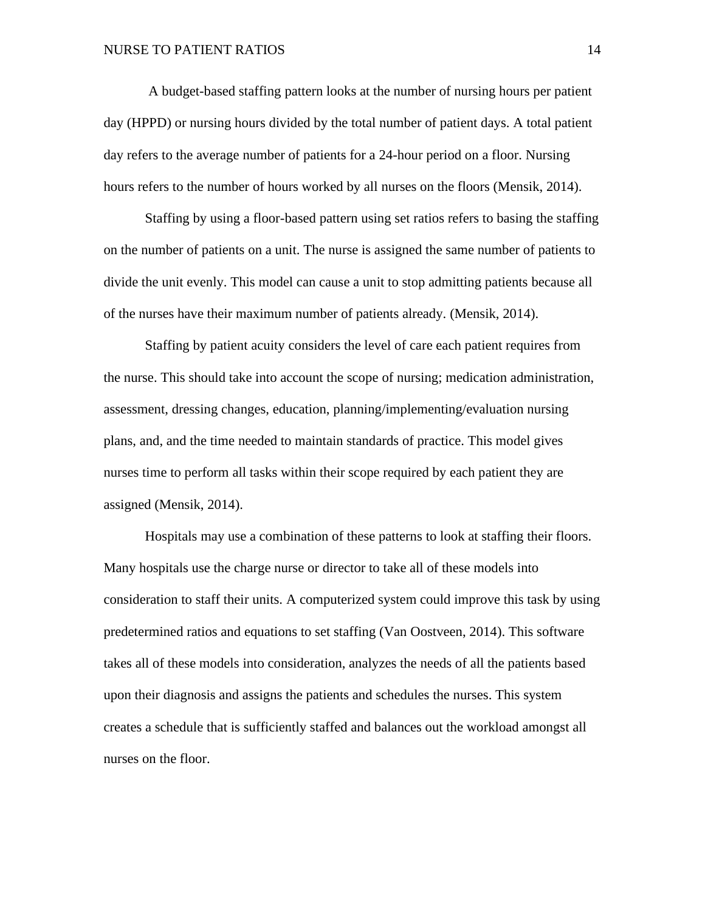A budget-based staffing pattern looks at the number of nursing hours per patient day (HPPD) or nursing hours divided by the total number of patient days. A total patient day refers to the average number of patients for a 24-hour period on a floor. Nursing hours refers to the number of hours worked by all nurses on the floors (Mensik, 2014).

Staffing by using a floor-based pattern using set ratios refers to basing the staffing on the number of patients on a unit. The nurse is assigned the same number of patients to divide the unit evenly. This model can cause a unit to stop admitting patients because all of the nurses have their maximum number of patients already. (Mensik, 2014).

Staffing by patient acuity considers the level of care each patient requires from the nurse. This should take into account the scope of nursing; medication administration, assessment, dressing changes, education, planning/implementing/evaluation nursing plans, and, and the time needed to maintain standards of practice. This model gives nurses time to perform all tasks within their scope required by each patient they are assigned (Mensik, 2014).

Hospitals may use a combination of these patterns to look at staffing their floors. Many hospitals use the charge nurse or director to take all of these models into consideration to staff their units. A computerized system could improve this task by using predetermined ratios and equations to set staffing (Van Oostveen, 2014). This software takes all of these models into consideration, analyzes the needs of all the patients based upon their diagnosis and assigns the patients and schedules the nurses. This system creates a schedule that is sufficiently staffed and balances out the workload amongst all nurses on the floor.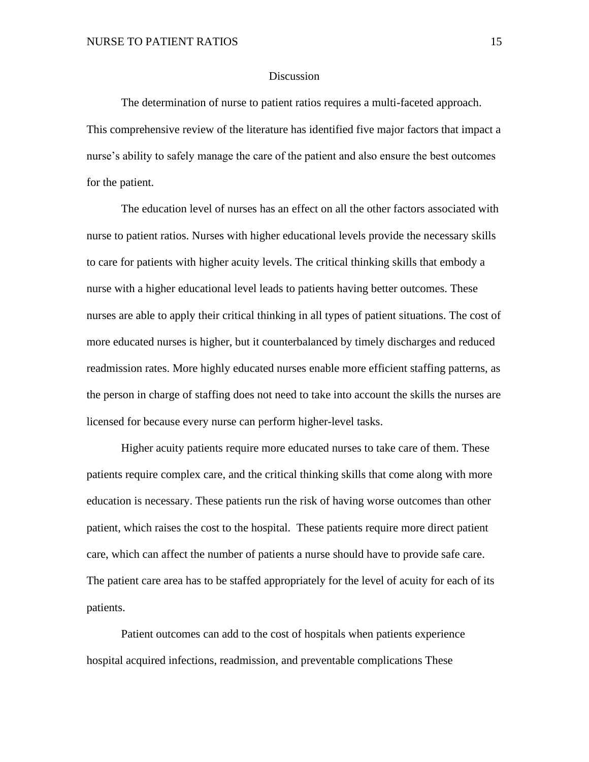## Discussion

The determination of nurse to patient ratios requires a multi-faceted approach. This comprehensive review of the literature has identified five major factors that impact a nurse's ability to safely manage the care of the patient and also ensure the best outcomes for the patient.

The education level of nurses has an effect on all the other factors associated with nurse to patient ratios. Nurses with higher educational levels provide the necessary skills to care for patients with higher acuity levels. The critical thinking skills that embody a nurse with a higher educational level leads to patients having better outcomes. These nurses are able to apply their critical thinking in all types of patient situations. The cost of more educated nurses is higher, but it counterbalanced by timely discharges and reduced readmission rates. More highly educated nurses enable more efficient staffing patterns, as the person in charge of staffing does not need to take into account the skills the nurses are licensed for because every nurse can perform higher-level tasks.

Higher acuity patients require more educated nurses to take care of them. These patients require complex care, and the critical thinking skills that come along with more education is necessary. These patients run the risk of having worse outcomes than other patient, which raises the cost to the hospital. These patients require more direct patient care, which can affect the number of patients a nurse should have to provide safe care. The patient care area has to be staffed appropriately for the level of acuity for each of its patients.

Patient outcomes can add to the cost of hospitals when patients experience hospital acquired infections, readmission, and preventable complications These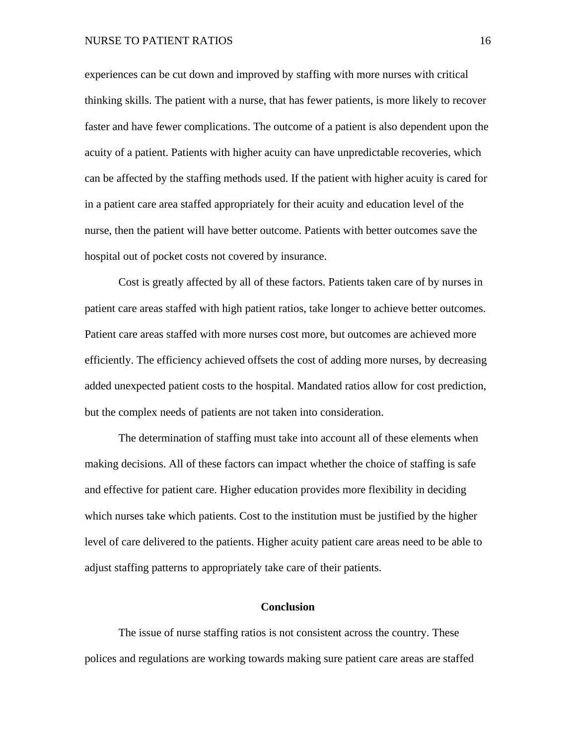experiences can be cut down and improved by staffing with more nurses with critical thinking skills. The patient with a nurse, that has fewer patients, is more likely to recover faster and have fewer complications. The outcome of a patient is also dependent upon the acuity of a patient. Patients with higher acuity can have unpredictable recoveries, which can be affected by the staffing methods used. If the patient with higher acuity is cared for in a patient care area staffed appropriately for their acuity and education level of the nurse, then the patient will have better outcome. Patients with better outcomes save the hospital out of pocket costs not covered by insurance.

Cost is greatly affected by all of these factors. Patients taken care of by nurses in patient care areas staffed with high patient ratios, take longer to achieve better outcomes. Patient care areas staffed with more nurses cost more, but outcomes are achieved more efficiently. The efficiency achieved offsets the cost of adding more nurses, by decreasing added unexpected patient costs to the hospital. Mandated ratios allow for cost prediction, but the complex needs of patients are not taken into consideration.

The determination of staffing must take into account all of these elements when making decisions. All of these factors can impact whether the choice of staffing is safe and effective for patient care. Higher education provides more flexibility in deciding which nurses take which patients. Cost to the institution must be justified by the higher level of care delivered to the patients. Higher acuity patient care areas need to be able to adjust staffing patterns to appropriately take care of their patients.

## Conclusion

The issue of nurse staffing ratios is not consistent across the country. These polices and regulations are working towards making sure patient care areas are staffed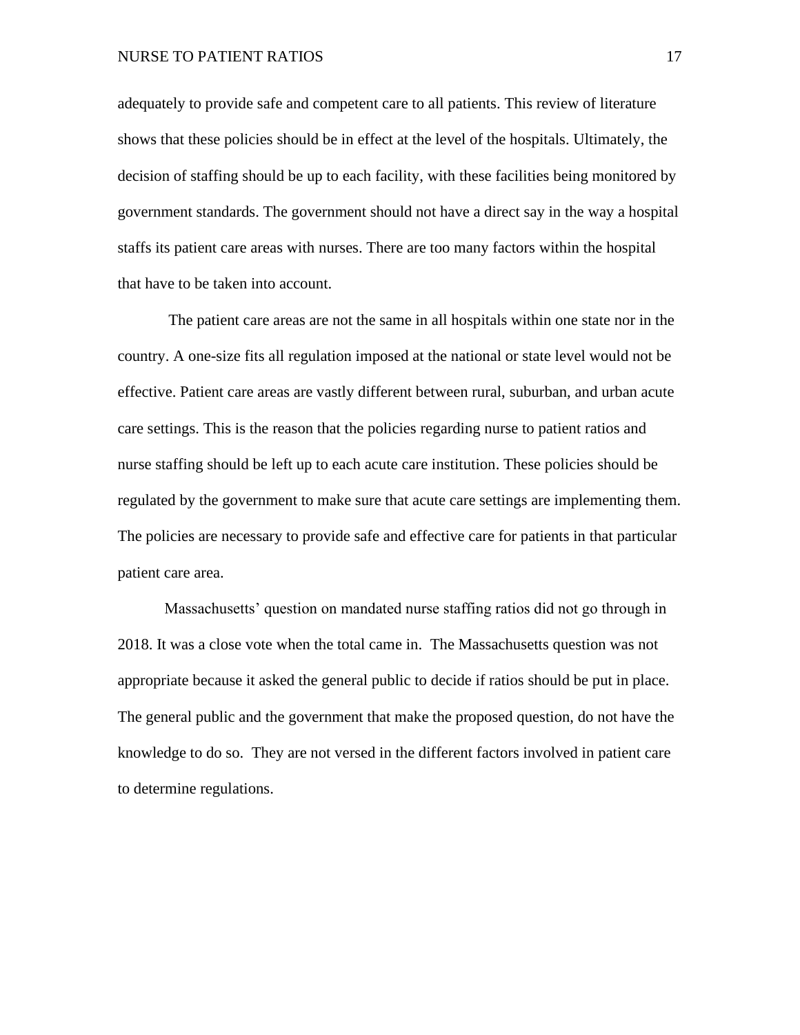adequately to provide safe and competent care to all patients. This review of literature shows that these policies should be in effect at the level of the hospitals. Ultimately, the decision of staffing should be up to each facility, with these facilities being monitored by government standards. The government should not have a direct say in the way a hospital staffs its patient care areas with nurses. There are too many factors within the hospital that have to be taken into account.

The patient care areas are not the same in all hospitals within one state nor in the country. A one-size fits all regulation imposed at the national or state level would not be effective. Patient care areas are vastly different between rural, suburban, and urban acute care settings. This is the reason that the policies regarding nurse to patient ratios and nurse staffing should be left up to each acute care institution. These policies should be regulated by the government to make sure that acute care settings are implementing them. The policies are necessary to provide safe and effective care for patients in that particular patient care area.

Massachusetts' question on mandated nurse staffing ratios did not go through in 2018. It was a close vote when the total came in. The Massachusetts question was not appropriate because it asked the general public to decide if ratios should be put in place. The general public and the government that make the proposed question, do not have the knowledge to do so. They are not versed in the different factors involved in patient care to determine regulations.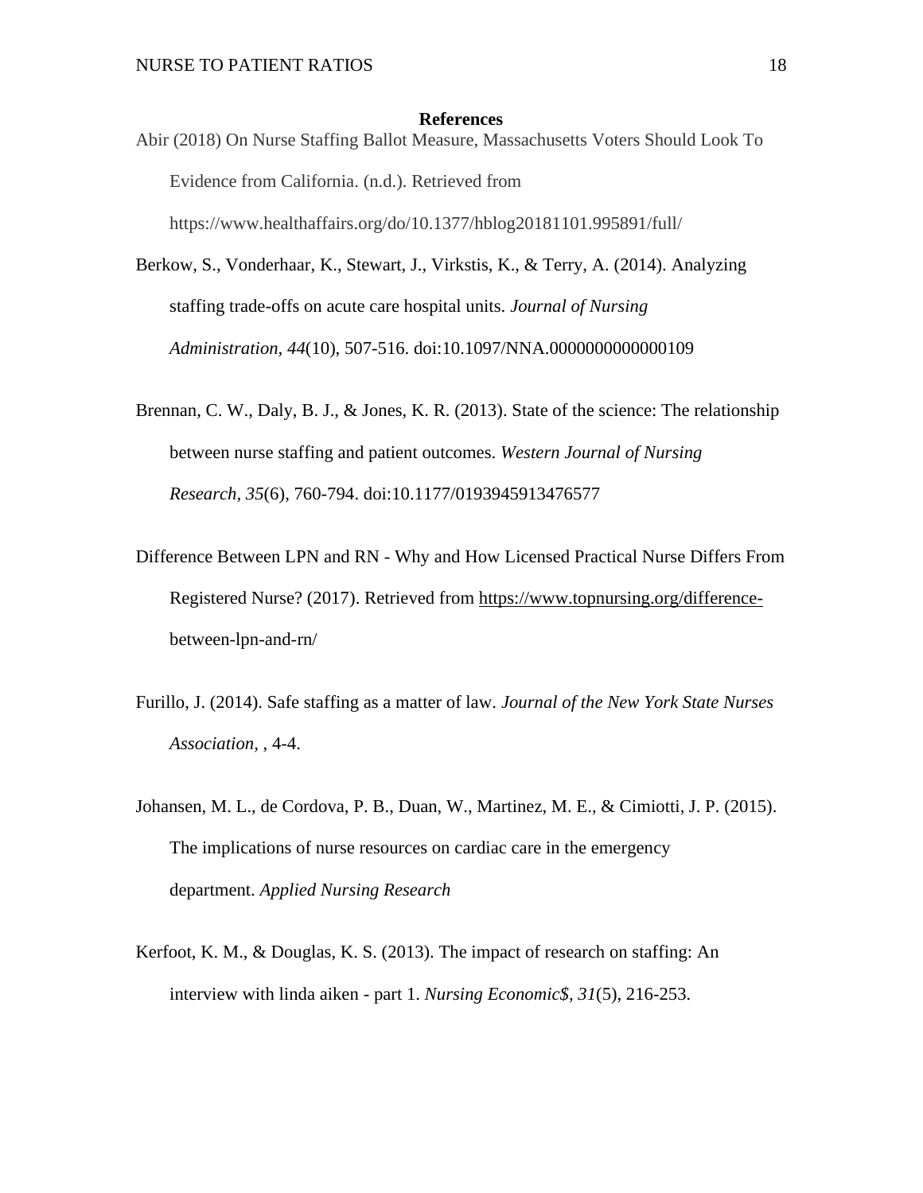## References

Abir (2018) On Nurse Staffing Ballot Measure, Massachusetts Voters Should Look To Evidence from California. (n.d.). Retrieved from https://www.healthaffairs.org/do/10.1377/hblog20181101.995891/full/

Berkow, S., Vonderhaar, K., Stewart, J., Virkstis, K., & Terry, A. (2014). Analyzing staffing trade-offs on acute care hospital units. *Journal of Nursing Administration, 44*(10), 507-516. doi:10.1097/NNA.0000000000000109

Brennan, C. W., Daly, B. J., & Jones, K. R. (2013). State of the science: The relationship between nurse staffing and patient outcomes. *Western Journal of Nursing Research, 35*(6), 760-794. doi:10.1177/0193945913476577

Difference Between LPN and RN - Why and How Licensed Practical Nurse Differs From Registered Nurse? (2017). Retrieved from https://www.topnursing.org/difference-between-lpn-and-rn/

Furillo, J. (2014). Safe staffing as a matter of law. *Journal of the New York State Nurses Association*, , 4-4.

Johansen, M. L., de Cordova, P. B., Duan, W., Martinez, M. E., & Cimiotti, J. P. (2015). The implications of nurse resources on cardiac care in the emergency department. *Applied Nursing Research*

Kerfoot, K. M., & Douglas, K. S. (2013). The impact of research on staffing: An interview with linda aiken - part 1. *Nursing Economic$, 31*(5), 216-253.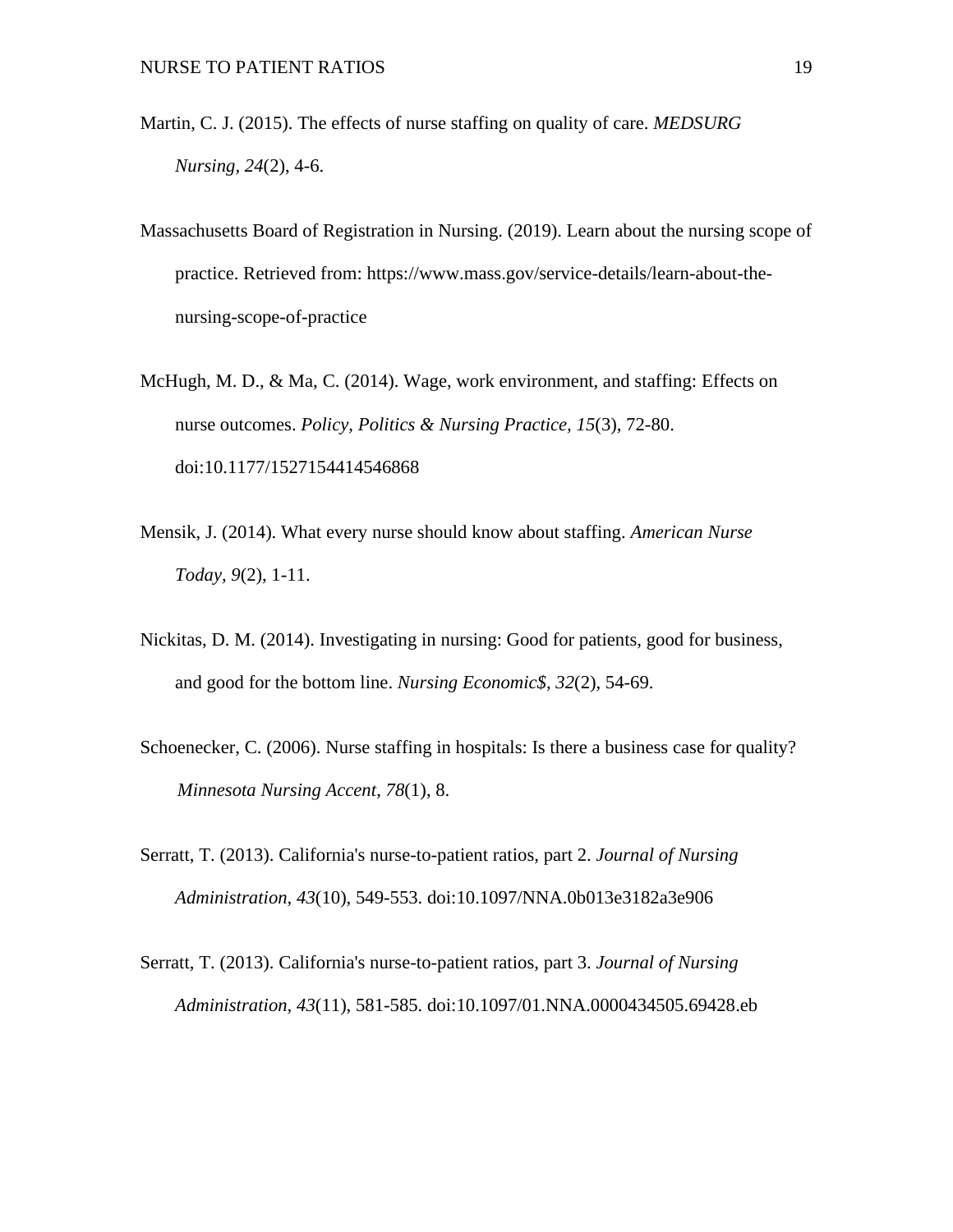Martin, C. J. (2015). The effects of nurse staffing on quality of care. *MEDSURG Nursing, 24*(2), 4-6.

Massachusetts Board of Registration in Nursing. (2019). Learn about the nursing scope of practice. Retrieved from: https://www.mass.gov/service-details/learn-about-the-nursing-scope-of-practice

McHugh, M. D., & Ma, C. (2014). Wage, work environment, and staffing: Effects on nurse outcomes. *Policy, Politics & Nursing Practice, 15*(3), 72-80. doi:10.1177/1527154414546868

Mensik, J. (2014). What every nurse should know about staffing. *American Nurse Today, 9*(2), 1-11.

Nickitas, D. M. (2014). Investigating in nursing: Good for patients, good for business, and good for the bottom line. *Nursing Economic$, 32*(2), 54-69.

Schoenecker, C. (2006). Nurse staffing in hospitals: Is there a business case for quality? *Minnesota Nursing Accent*, *78*(1), 8.

Serratt, T. (2013). California's nurse-to-patient ratios, part 2. *Journal of Nursing Administration, 43*(10), 549-553. doi:10.1097/NNA.0b013e3182a3e906

Serratt, T. (2013). California's nurse-to-patient ratios, part 3. *Journal of Nursing Administration, 43*(11), 581-585. doi:10.1097/01.NNA.0000434505.69428.eb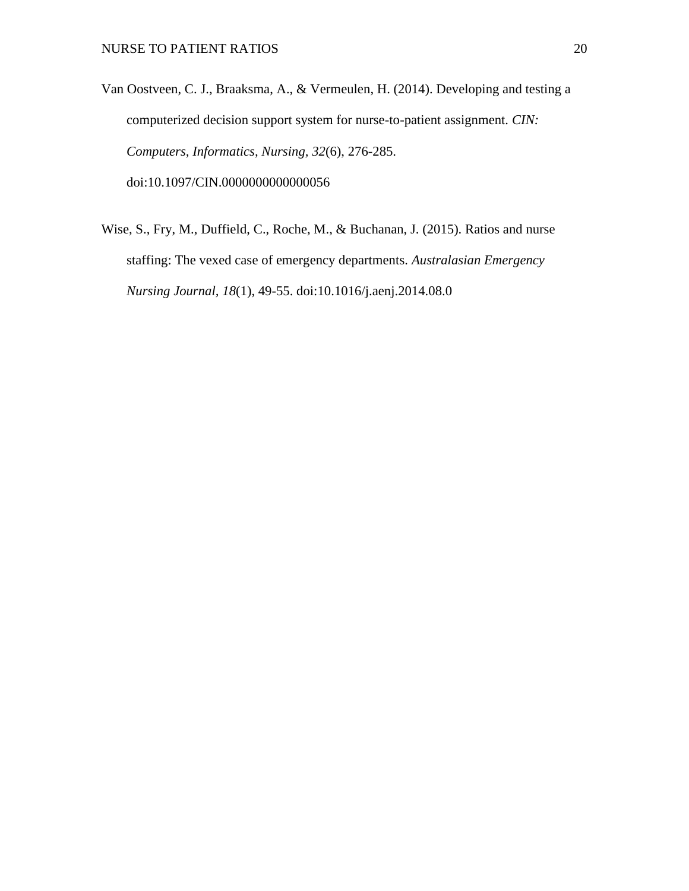Van Oostveen, C. J., Braaksma, A., & Vermeulen, H. (2014). Developing and testing a computerized decision support system for nurse-to-patient assignment. *CIN: Computers, Informatics, Nursing*, *32*(6), 276-285. doi:10.1097/CIN.0000000000000056

Wise, S., Fry, M., Duffield, C., Roche, M., & Buchanan, J. (2015). Ratios and nurse staffing: The vexed case of emergency departments. *Australasian Emergency Nursing Journal*, *18*(1), 49-55. doi:10.1016/j.aenj.2014.08.0